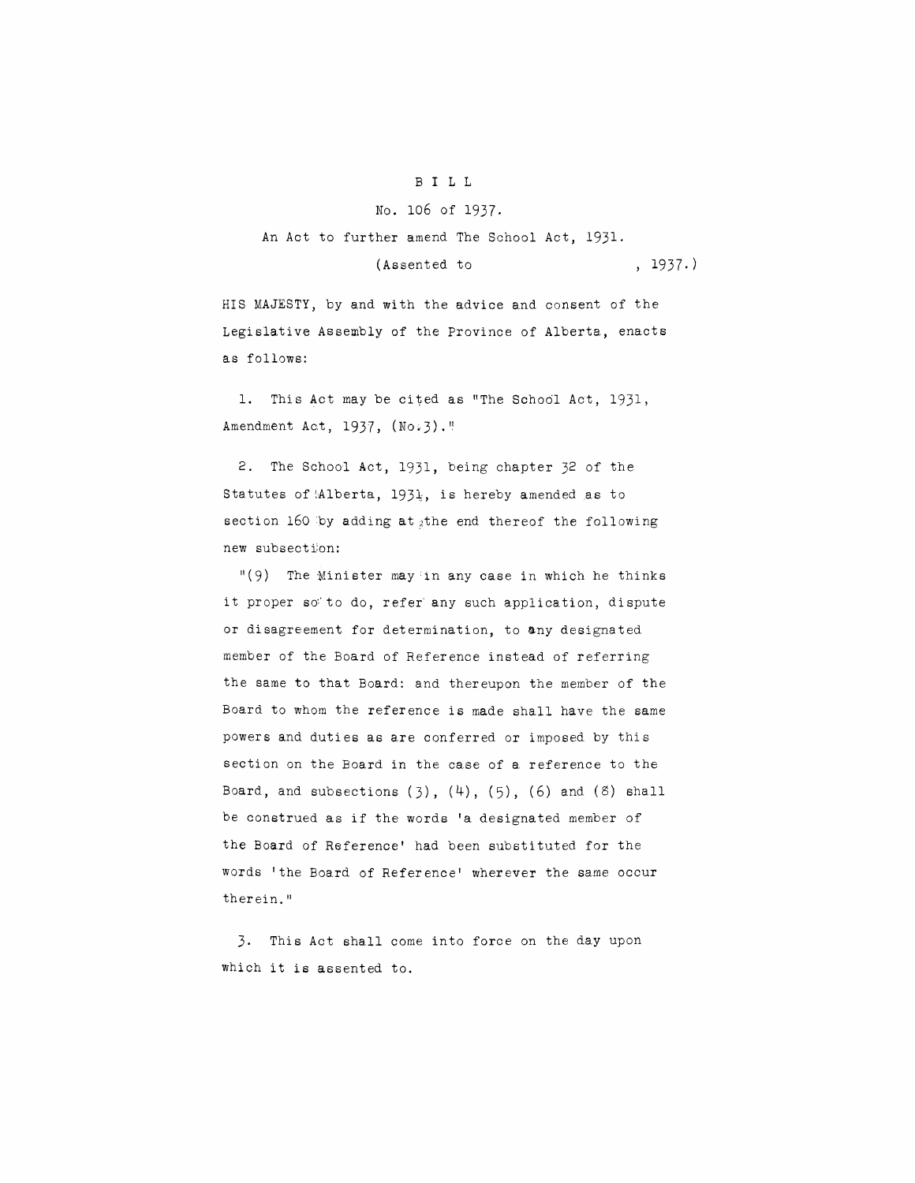# BILL

## No. 106 of 1937.

### An Act to further amend The School Act, 1931.

(Assented to , 1937.)

HIS MAJESTY, by and with the advice and consent of the Legislative Assembly of the Province of Alberta, enacts as follows:

1. This Act may be cited as "The School Act, 1931, Amendment Act, 1937, (No.3)."

2. The School Act, 1931, being chapter 32 of the Statutes of Alberta, 1931, is hereby amended as to section 160 by adding at the end thereof the following new subsection:

"(9) The Minister may in any case in which he thinks it proper so to do, refer any such application, dispute or disagreement for determination, to any designated member of the Board of Reference instead of referring the same to that Board: and thereupon the member of the Board to whom the reference is made shall have the same powers and duties as are conferred or imposed by this section on the Board in the case of a reference to the Board, and subsections (3), (4), (5), (6) and (8) shall be construed as if the words 'a designated member of the Board of Reference' had been substituted for the words 'the Board of Reference' wherever the same occur therein."

3. This Act shall come into force on the day upon which it is assented to.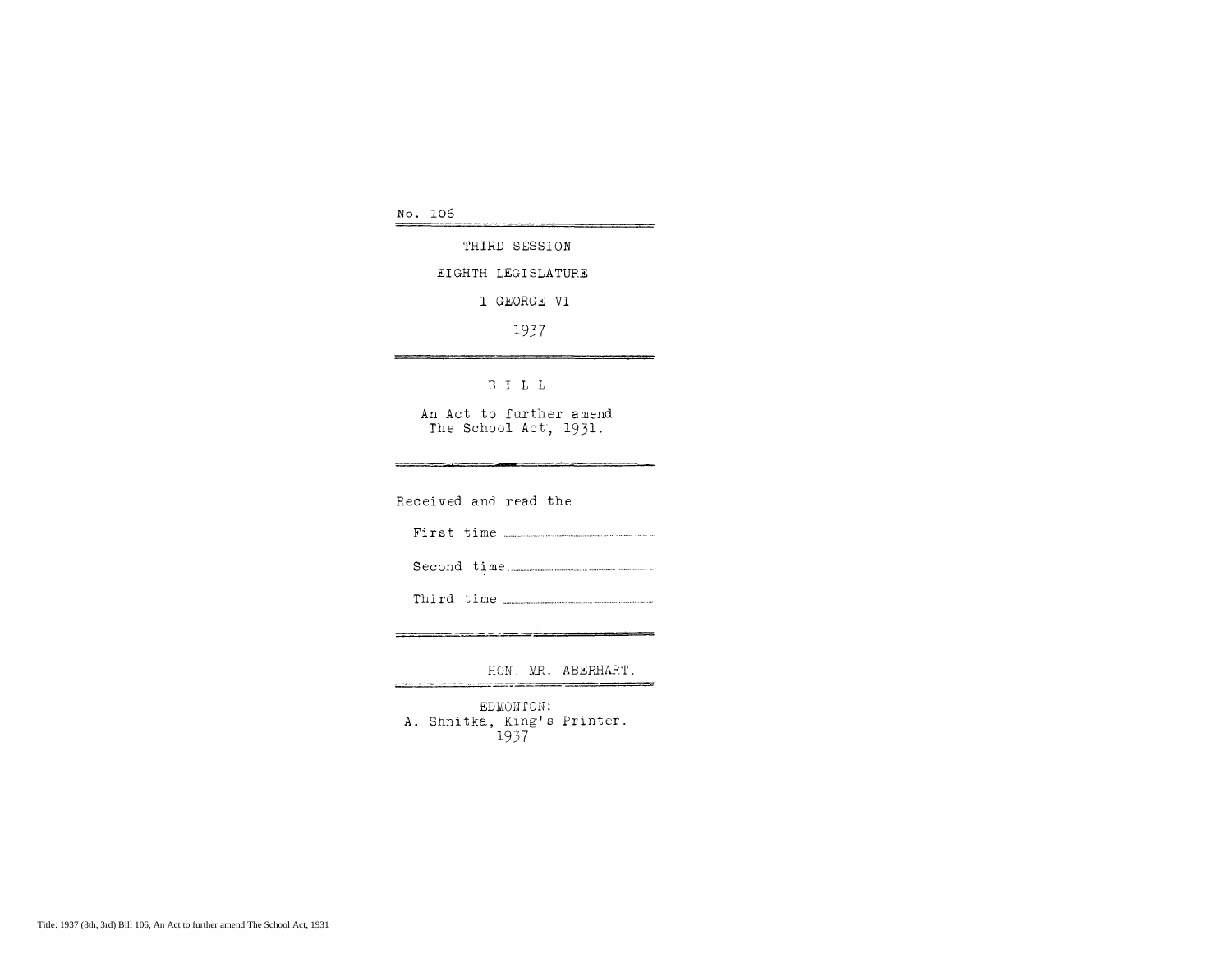No. 106

THIRD SESSION

EIGHTH LEGISLATURE

1 GEORGE VI

1937

B I L L

An Act to further amend The School Act, 1931.

Received and read the

First time

Second time

Third time

HON. MR. ABERHART.

EDMONTON:
A. Shnitka, King's Printer.
1937

Title: 1937 (8th, 3rd) Bill 106, An Act to further amend The School Act, 1931